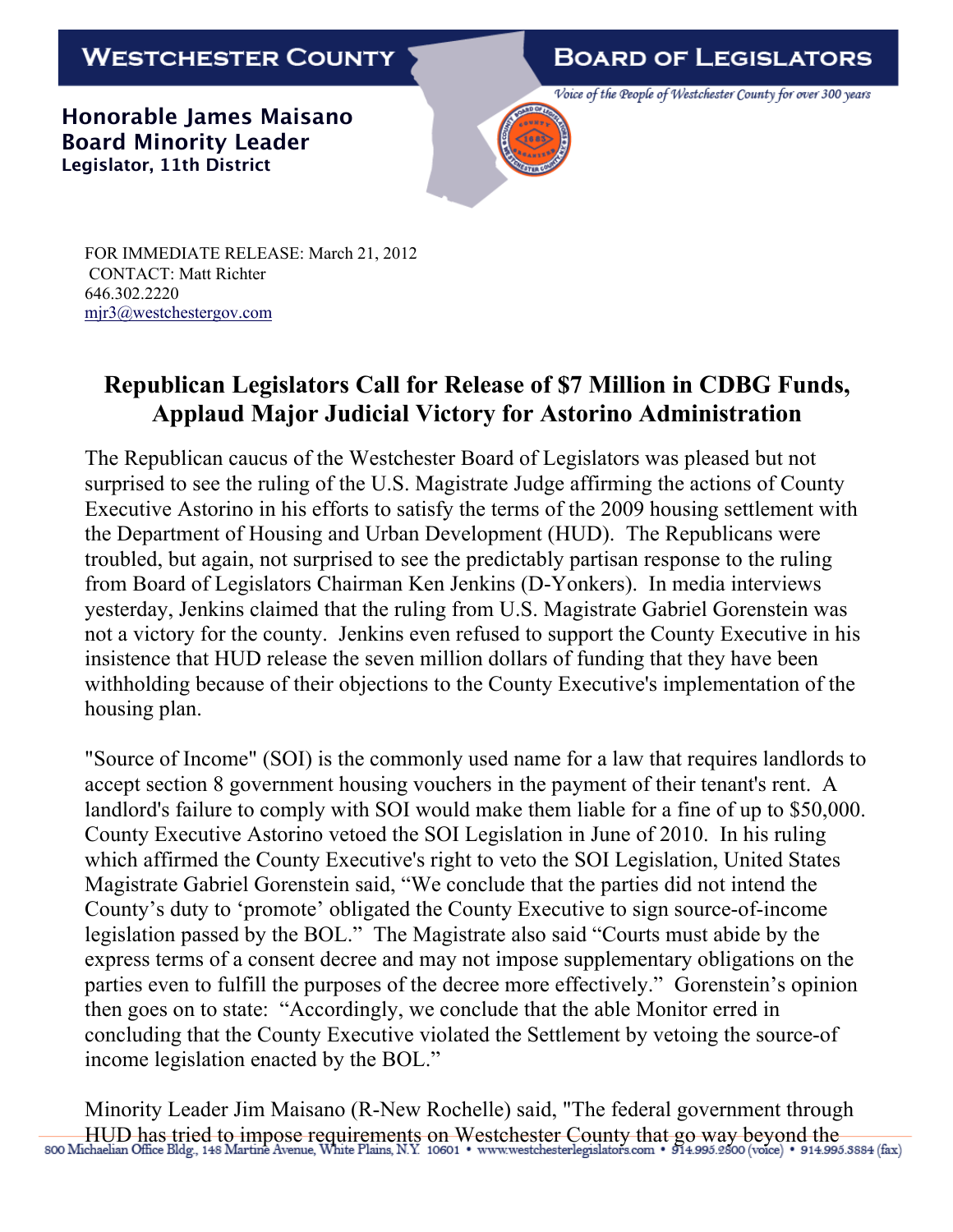**WESTCHESTER COUNTY** | **BOARD OF LEGISLATORS**

*Voice of the People of Westchester County for over 300 years*

**Honorable James Maisano**
**Board Minority Leader**
**Legislator, 11th District**

FOR IMMEDIATE RELEASE: March 21, 2012
CONTACT: Matt Richter
646.302.2220
mjr3@westchestergov.com

# Republican Legislators Call for Release of $7 Million in CDBG Funds, Applaud Major Judicial Victory for Astorino Administration

The Republican caucus of the Westchester Board of Legislators was pleased but not surprised to see the ruling of the U.S. Magistrate Judge affirming the actions of County Executive Astorino in his efforts to satisfy the terms of the 2009 housing settlement with the Department of Housing and Urban Development (HUD). The Republicans were troubled, but again, not surprised to see the predictably partisan response to the ruling from Board of Legislators Chairman Ken Jenkins (D-Yonkers). In media interviews yesterday, Jenkins claimed that the ruling from U.S. Magistrate Gabriel Gorenstein was not a victory for the county. Jenkins even refused to support the County Executive in his insistence that HUD release the seven million dollars of funding that they have been withholding because of their objections to the County Executive's implementation of the housing plan.

"Source of Income" (SOI) is the commonly used name for a law that requires landlords to accept section 8 government housing vouchers in the payment of their tenant's rent. A landlord's failure to comply with SOI would make them liable for a fine of up to $50,000. County Executive Astorino vetoed the SOI Legislation in June of 2010. In his ruling which affirmed the County Executive's right to veto the SOI Legislation, United States Magistrate Gabriel Gorenstein said, "We conclude that the parties did not intend the County's duty to 'promote' obligated the County Executive to sign source-of-income legislation passed by the BOL." The Magistrate also said "Courts must abide by the express terms of a consent decree and may not impose supplementary obligations on the parties even to fulfill the purposes of the decree more effectively." Gorenstein's opinion then goes on to state: "Accordingly, we conclude that the able Monitor erred in concluding that the County Executive violated the Settlement by vetoing the source-of income legislation enacted by the BOL."

Minority Leader Jim Maisano (R-New Rochelle) said, "The federal government through HUD has tried to impose requirements on Westchester County that go way beyond the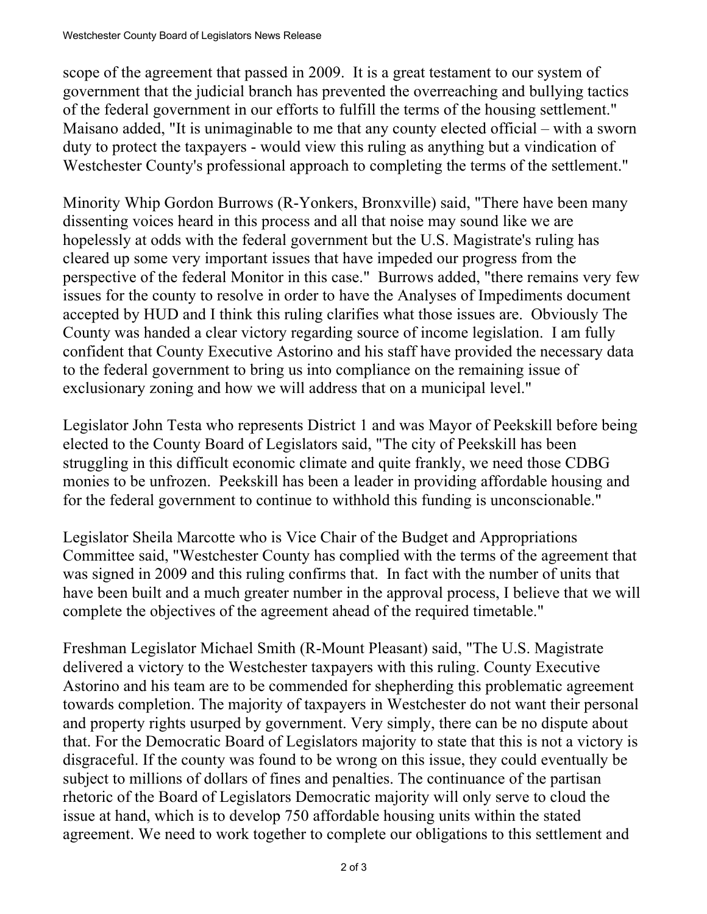scope of the agreement that passed in 2009. It is a great testament to our system of government that the judicial branch has prevented the overreaching and bullying tactics of the federal government in our efforts to fulfill the terms of the housing settlement." Maisano added, "It is unimaginable to me that any county elected official – with a sworn duty to protect the taxpayers - would view this ruling as anything but a vindication of Westchester County's professional approach to completing the terms of the settlement."

Minority Whip Gordon Burrows (R-Yonkers, Bronxville) said, "There have been many dissenting voices heard in this process and all that noise may sound like we are hopelessly at odds with the federal government but the U.S. Magistrate's ruling has cleared up some very important issues that have impeded our progress from the perspective of the federal Monitor in this case." Burrows added, "there remains very few issues for the county to resolve in order to have the Analyses of Impediments document accepted by HUD and I think this ruling clarifies what those issues are. Obviously The County was handed a clear victory regarding source of income legislation. I am fully confident that County Executive Astorino and his staff have provided the necessary data to the federal government to bring us into compliance on the remaining issue of exclusionary zoning and how we will address that on a municipal level."

Legislator John Testa who represents District 1 and was Mayor of Peekskill before being elected to the County Board of Legislators said, "The city of Peekskill has been struggling in this difficult economic climate and quite frankly, we need those CDBG monies to be unfrozen. Peekskill has been a leader in providing affordable housing and for the federal government to continue to withhold this funding is unconscionable."

Legislator Sheila Marcotte who is Vice Chair of the Budget and Appropriations Committee said, "Westchester County has complied with the terms of the agreement that was signed in 2009 and this ruling confirms that. In fact with the number of units that have been built and a much greater number in the approval process, I believe that we will complete the objectives of the agreement ahead of the required timetable."

Freshman Legislator Michael Smith (R-Mount Pleasant) said, "The U.S. Magistrate delivered a victory to the Westchester taxpayers with this ruling. County Executive Astorino and his team are to be commended for shepherding this problematic agreement towards completion. The majority of taxpayers in Westchester do not want their personal and property rights usurped by government. Very simply, there can be no dispute about that. For the Democratic Board of Legislators majority to state that this is not a victory is disgraceful. If the county was found to be wrong on this issue, they could eventually be subject to millions of dollars of fines and penalties. The continuance of the partisan rhetoric of the Board of Legislators Democratic majority will only serve to cloud the issue at hand, which is to develop 750 affordable housing units within the stated agreement. We need to work together to complete our obligations to this settlement and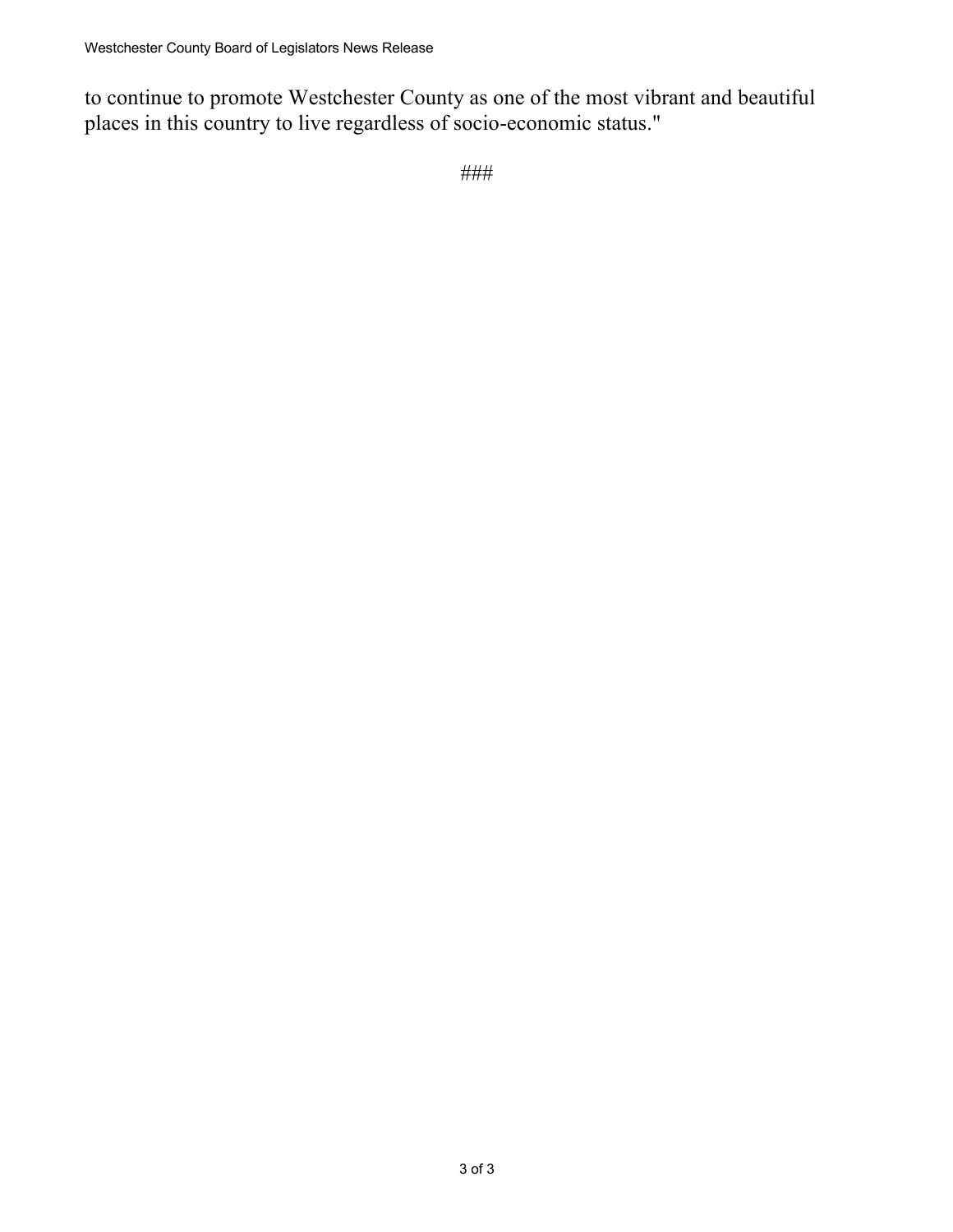to continue to promote Westchester County as one of the most vibrant and beautiful places in this country to live regardless of socio-economic status."

###